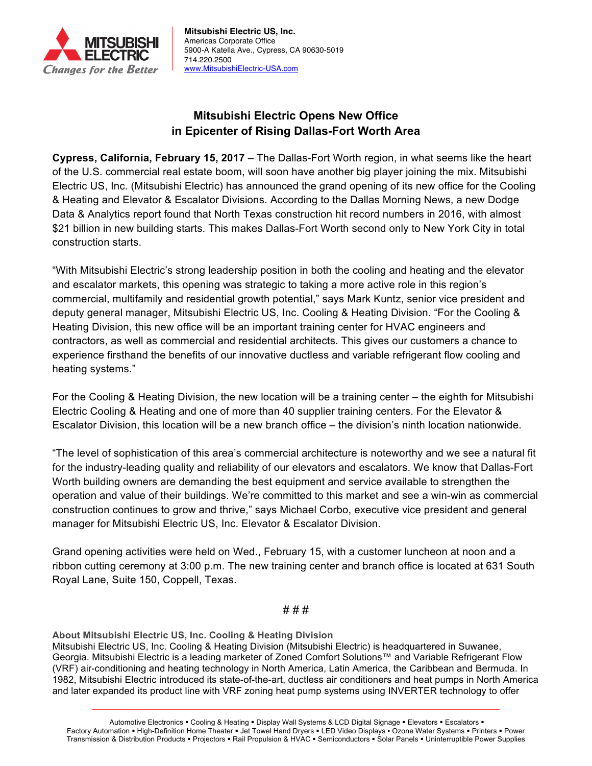**Mitsubishi Electric US, Inc.**
Americas Corporate Office
5900-A Katella Ave., Cypress, CA 90630-5019
714.220.2500
www.MitsubishiElectric-USA.com

# Mitsubishi Electric Opens New Office in Epicenter of Rising Dallas-Fort Worth Area

**Cypress, California, February 15, 2017** – The Dallas-Fort Worth region, in what seems like the heart of the U.S. commercial real estate boom, will soon have another big player joining the mix. Mitsubishi Electric US, Inc. (Mitsubishi Electric) has announced the grand opening of its new office for the Cooling & Heating and Elevator & Escalator Divisions. According to the Dallas Morning News, a new Dodge Data & Analytics report found that North Texas construction hit record numbers in 2016, with almost $21 billion in new building starts. This makes Dallas-Fort Worth second only to New York City in total construction starts.

"With Mitsubishi Electric's strong leadership position in both the cooling and heating and the elevator and escalator markets, this opening was strategic to taking a more active role in this region's commercial, multifamily and residential growth potential," says Mark Kuntz, senior vice president and deputy general manager, Mitsubishi Electric US, Inc. Cooling & Heating Division. "For the Cooling & Heating Division, this new office will be an important training center for HVAC engineers and contractors, as well as commercial and residential architects. This gives our customers a chance to experience firsthand the benefits of our innovative ductless and variable refrigerant flow cooling and heating systems."

For the Cooling & Heating Division, the new location will be a training center – the eighth for Mitsubishi Electric Cooling & Heating and one of more than 40 supplier training centers. For the Elevator & Escalator Division, this location will be a new branch office – the division's ninth location nationwide.

"The level of sophistication of this area's commercial architecture is noteworthy and we see a natural fit for the industry-leading quality and reliability of our elevators and escalators. We know that Dallas-Fort Worth building owners are demanding the best equipment and service available to strengthen the operation and value of their buildings. We're committed to this market and see a win-win as commercial construction continues to grow and thrive," says Michael Corbo, executive vice president and general manager for Mitsubishi Electric US, Inc. Elevator & Escalator Division.

Grand opening activities were held on Wed., February 15, with a customer luncheon at noon and a ribbon cutting ceremony at 3:00 p.m. The new training center and branch office is located at 631 South Royal Lane, Suite 150, Coppell, Texas.

# # #

**About Mitsubishi Electric US, Inc. Cooling & Heating Division**
Mitsubishi Electric US, Inc. Cooling & Heating Division (Mitsubishi Electric) is headquartered in Suwanee, Georgia. Mitsubishi Electric is a leading marketer of Zoned Comfort Solutions™ and Variable Refrigerant Flow (VRF) air-conditioning and heating technology in North America, Latin America, the Caribbean and Bermuda. In 1982, Mitsubishi Electric introduced its state-of-the-art, ductless air conditioners and heat pumps in North America and later expanded its product line with VRF zoning heat pump systems using INVERTER technology to offer

Automotive Electronics ▪ Cooling & Heating ▪ Display Wall Systems & LCD Digital Signage ▪ Elevators ▪ Escalators ▪ Factory Automation ▪ High-Definition Home Theater ▪ Jet Towel Hand Dryers ▪ LED Video Displays ▪ Ozone Water Systems ▪ Printers ▪ Power Transmission & Distribution Products ▪ Projectors ▪ Rail Propulsion & HVAC ▪ Semiconductors ▪ Solar Panels ▪ Uninterruptible Power Supplies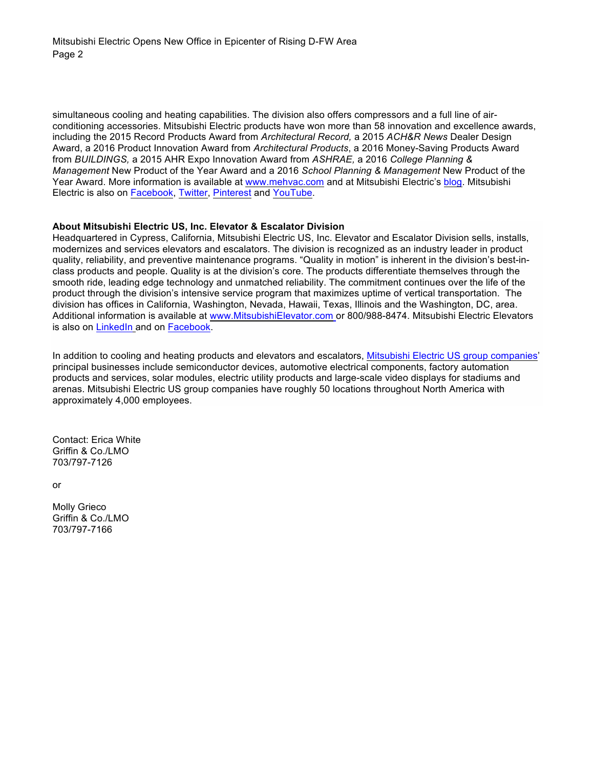simultaneous cooling and heating capabilities. The division also offers compressors and a full line of air-conditioning accessories. Mitsubishi Electric products have won more than 58 innovation and excellence awards, including the 2015 Record Products Award from *Architectural Record,* a 2015 *ACH&R News* Dealer Design Award, a 2016 Product Innovation Award from *Architectural Products*, a 2016 Money-Saving Products Award from *BUILDINGS,* a 2015 AHR Expo Innovation Award from *ASHRAE,* a 2016 *College Planning & Management* New Product of the Year Award and a 2016 *School Planning & Management* New Product of the Year Award. More information is available at www.mehvac.com and at Mitsubishi Electric's blog. Mitsubishi Electric is also on Facebook, Twitter, Pinterest and YouTube.

**About Mitsubishi Electric US, Inc. Elevator & Escalator Division**

Headquartered in Cypress, California, Mitsubishi Electric US, Inc. Elevator and Escalator Division sells, installs, modernizes and services elevators and escalators. The division is recognized as an industry leader in product quality, reliability, and preventive maintenance programs. "Quality in motion" is inherent in the division's best-in-class products and people. Quality is at the division's core. The products differentiate themselves through the smooth ride, leading edge technology and unmatched reliability. The commitment continues over the life of the product through the division's intensive service program that maximizes uptime of vertical transportation. The division has offices in California, Washington, Nevada, Hawaii, Texas, Illinois and the Washington, DC, area. Additional information is available at www.MitsubishiElevator.com or 800/988-8474. Mitsubishi Electric Elevators is also on LinkedIn and on Facebook.

In addition to cooling and heating products and elevators and escalators, Mitsubishi Electric US group companies' principal businesses include semiconductor devices, automotive electrical components, factory automation products and services, solar modules, electric utility products and large-scale video displays for stadiums and arenas. Mitsubishi Electric US group companies have roughly 50 locations throughout North America with approximately 4,000 employees.

Contact: Erica White
Griffin & Co./LMO
703/797-7126

or

Molly Grieco
Griffin & Co./LMO
703/797-7166